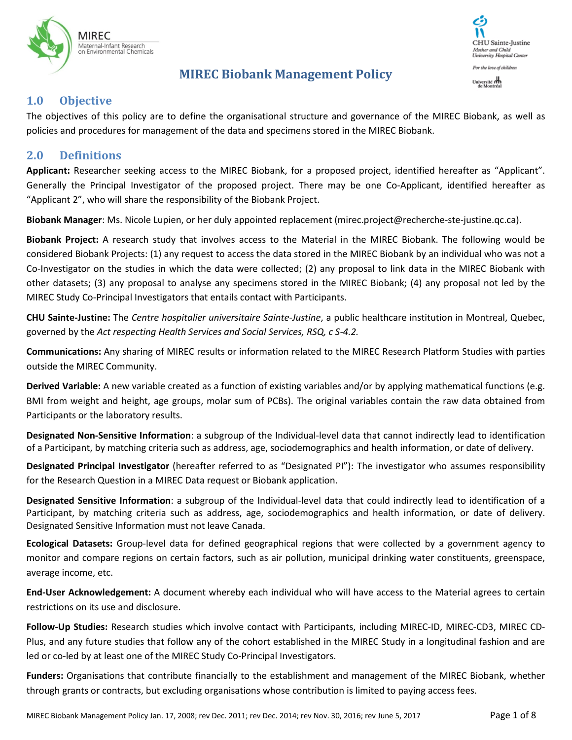# MIREC Biobank Management Policy

## 1.0 Objective

The objectives of this policy are to define the organisational structure and governance of the MIREC Biobank, as well as policies and procedures for management of the data and specimens stored in the MIREC Biobank.

## 2.0 Definitions

**Applicant:** Researcher seeking access to the MIREC Biobank, for a proposed project, identified hereafter as "Applicant". Generally the Principal Investigator of the proposed project. There may be one Co-Applicant, identified hereafter as "Applicant 2", who will share the responsibility of the Biobank Project.

**Biobank Manager**: Ms. Nicole Lupien, or her duly appointed replacement (mirec.project@recherche-ste-justine.qc.ca).

**Biobank Project:** A research study that involves access to the Material in the MIREC Biobank. The following would be considered Biobank Projects: (1) any request to access the data stored in the MIREC Biobank by an individual who was not a Co-Investigator on the studies in which the data were collected; (2) any proposal to link data in the MIREC Biobank with other datasets; (3) any proposal to analyse any specimens stored in the MIREC Biobank; (4) any proposal not led by the MIREC Study Co-Principal Investigators that entails contact with Participants.

**CHU Sainte-Justine:** The *Centre hospitalier universitaire Sainte-Justine*, a public healthcare institution in Montreal, Quebec, governed by the *Act respecting Health Services and Social Services, RSQ, c S-4.2.*

**Communications:** Any sharing of MIREC results or information related to the MIREC Research Platform Studies with parties outside the MIREC Community.

**Derived Variable:** A new variable created as a function of existing variables and/or by applying mathematical functions (e.g. BMI from weight and height, age groups, molar sum of PCBs). The original variables contain the raw data obtained from Participants or the laboratory results.

**Designated Non-Sensitive Information**: a subgroup of the Individual-level data that cannot indirectly lead to identification of a Participant, by matching criteria such as address, age, sociodemographics and health information, or date of delivery.

**Designated Principal Investigator** (hereafter referred to as "Designated PI"): The investigator who assumes responsibility for the Research Question in a MIREC Data request or Biobank application.

**Designated Sensitive Information**: a subgroup of the Individual-level data that could indirectly lead to identification of a Participant, by matching criteria such as address, age, sociodemographics and health information, or date of delivery. Designated Sensitive Information must not leave Canada.

**Ecological Datasets:** Group-level data for defined geographical regions that were collected by a government agency to monitor and compare regions on certain factors, such as air pollution, municipal drinking water constituents, greenspace, average income, etc.

**End-User Acknowledgement:** A document whereby each individual who will have access to the Material agrees to certain restrictions on its use and disclosure.

**Follow-Up Studies:** Research studies which involve contact with Participants, including MIREC-ID, MIREC-CD3, MIREC CD-Plus, and any future studies that follow any of the cohort established in the MIREC Study in a longitudinal fashion and are led or co-led by at least one of the MIREC Study Co-Principal Investigators.

**Funders:** Organisations that contribute financially to the establishment and management of the MIREC Biobank, whether through grants or contracts, but excluding organisations whose contribution is limited to paying access fees.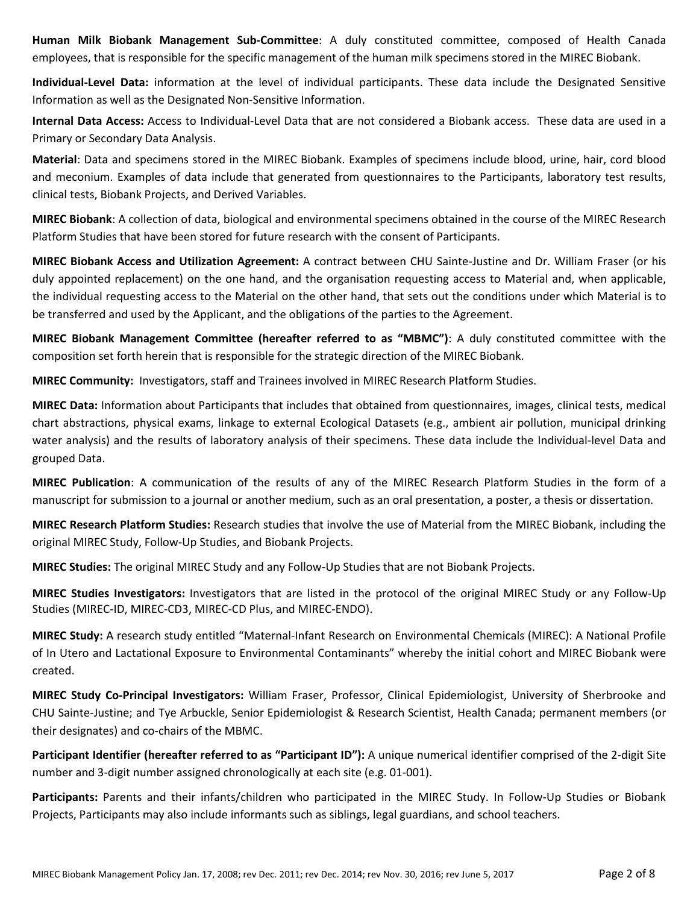**Human Milk Biobank Management Sub-Committee**: A duly constituted committee, composed of Health Canada employees, that is responsible for the specific management of the human milk specimens stored in the MIREC Biobank.

**Individual-Level Data:** information at the level of individual participants. These data include the Designated Sensitive Information as well as the Designated Non-Sensitive Information.

**Internal Data Access:** Access to Individual-Level Data that are not considered a Biobank access. These data are used in a Primary or Secondary Data Analysis.

**Material**: Data and specimens stored in the MIREC Biobank. Examples of specimens include blood, urine, hair, cord blood and meconium. Examples of data include that generated from questionnaires to the Participants, laboratory test results, clinical tests, Biobank Projects, and Derived Variables.

**MIREC Biobank**: A collection of data, biological and environmental specimens obtained in the course of the MIREC Research Platform Studies that have been stored for future research with the consent of Participants.

**MIREC Biobank Access and Utilization Agreement:** A contract between CHU Sainte-Justine and Dr. William Fraser (or his duly appointed replacement) on the one hand, and the organisation requesting access to Material and, when applicable, the individual requesting access to the Material on the other hand, that sets out the conditions under which Material is to be transferred and used by the Applicant, and the obligations of the parties to the Agreement.

**MIREC Biobank Management Committee (hereafter referred to as "MBMC")**: A duly constituted committee with the composition set forth herein that is responsible for the strategic direction of the MIREC Biobank.

**MIREC Community:** Investigators, staff and Trainees involved in MIREC Research Platform Studies.

**MIREC Data:** Information about Participants that includes that obtained from questionnaires, images, clinical tests, medical chart abstractions, physical exams, linkage to external Ecological Datasets (e.g., ambient air pollution, municipal drinking water analysis) and the results of laboratory analysis of their specimens. These data include the Individual-level Data and grouped Data.

**MIREC Publication**: A communication of the results of any of the MIREC Research Platform Studies in the form of a manuscript for submission to a journal or another medium, such as an oral presentation, a poster, a thesis or dissertation.

**MIREC Research Platform Studies:** Research studies that involve the use of Material from the MIREC Biobank, including the original MIREC Study, Follow-Up Studies, and Biobank Projects.

**MIREC Studies:** The original MIREC Study and any Follow-Up Studies that are not Biobank Projects.

**MIREC Studies Investigators:** Investigators that are listed in the protocol of the original MIREC Study or any Follow-Up Studies (MIREC-ID, MIREC-CD3, MIREC-CD Plus, and MIREC-ENDO).

**MIREC Study:** A research study entitled "Maternal-Infant Research on Environmental Chemicals (MIREC): A National Profile of In Utero and Lactational Exposure to Environmental Contaminants" whereby the initial cohort and MIREC Biobank were created.

**MIREC Study Co-Principal Investigators:** William Fraser, Professor, Clinical Epidemiologist, University of Sherbrooke and CHU Sainte-Justine; and Tye Arbuckle, Senior Epidemiologist & Research Scientist, Health Canada; permanent members (or their designates) and co-chairs of the MBMC.

**Participant Identifier (hereafter referred to as "Participant ID"):** A unique numerical identifier comprised of the 2-digit Site number and 3-digit number assigned chronologically at each site (e.g. 01-001).

**Participants:** Parents and their infants/children who participated in the MIREC Study. In Follow-Up Studies or Biobank Projects, Participants may also include informants such as siblings, legal guardians, and school teachers.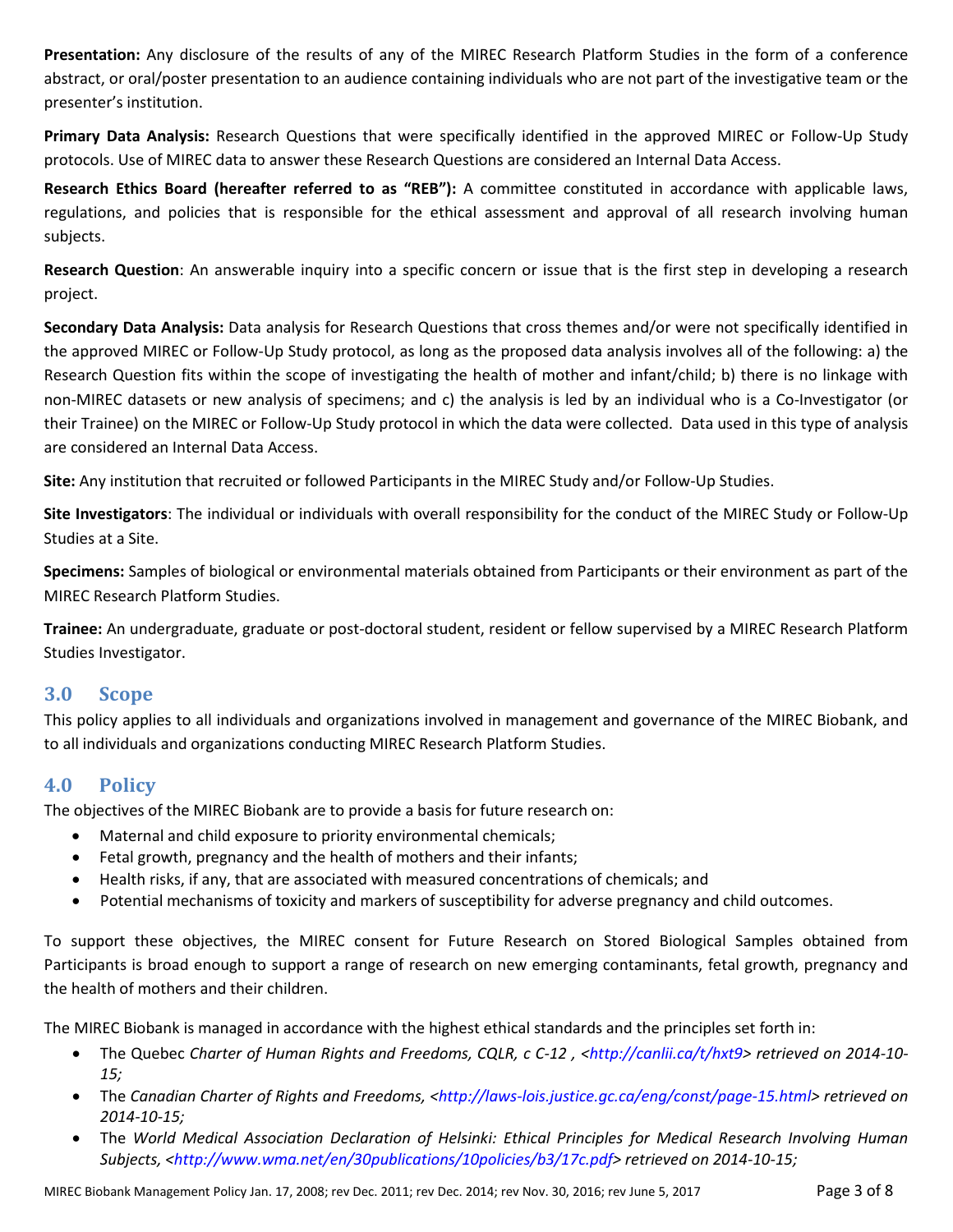**Presentation:** Any disclosure of the results of any of the MIREC Research Platform Studies in the form of a conference abstract, or oral/poster presentation to an audience containing individuals who are not part of the investigative team or the presenter's institution.

**Primary Data Analysis:** Research Questions that were specifically identified in the approved MIREC or Follow-Up Study protocols. Use of MIREC data to answer these Research Questions are considered an Internal Data Access.

**Research Ethics Board (hereafter referred to as "REB"):** A committee constituted in accordance with applicable laws, regulations, and policies that is responsible for the ethical assessment and approval of all research involving human subjects.

**Research Question**: An answerable inquiry into a specific concern or issue that is the first step in developing a research project.

**Secondary Data Analysis:** Data analysis for Research Questions that cross themes and/or were not specifically identified in the approved MIREC or Follow-Up Study protocol, as long as the proposed data analysis involves all of the following: a) the Research Question fits within the scope of investigating the health of mother and infant/child; b) there is no linkage with non-MIREC datasets or new analysis of specimens; and c) the analysis is led by an individual who is a Co-Investigator (or their Trainee) on the MIREC or Follow-Up Study protocol in which the data were collected. Data used in this type of analysis are considered an Internal Data Access.

**Site:** Any institution that recruited or followed Participants in the MIREC Study and/or Follow-Up Studies.

**Site Investigators**: The individual or individuals with overall responsibility for the conduct of the MIREC Study or Follow-Up Studies at a Site.

**Specimens:** Samples of biological or environmental materials obtained from Participants or their environment as part of the MIREC Research Platform Studies.

**Trainee:** An undergraduate, graduate or post-doctoral student, resident or fellow supervised by a MIREC Research Platform Studies Investigator.

## 3.0 Scope

This policy applies to all individuals and organizations involved in management and governance of the MIREC Biobank, and to all individuals and organizations conducting MIREC Research Platform Studies.

## 4.0 Policy

The objectives of the MIREC Biobank are to provide a basis for future research on:

- Maternal and child exposure to priority environmental chemicals;
- Fetal growth, pregnancy and the health of mothers and their infants;
- Health risks, if any, that are associated with measured concentrations of chemicals; and
- Potential mechanisms of toxicity and markers of susceptibility for adverse pregnancy and child outcomes.

To support these objectives, the MIREC consent for Future Research on Stored Biological Samples obtained from Participants is broad enough to support a range of research on new emerging contaminants, fetal growth, pregnancy and the health of mothers and their children.

The MIREC Biobank is managed in accordance with the highest ethical standards and the principles set forth in:

- The Quebec *Charter of Human Rights and Freedoms, CQLR, c C-12 , <http://canlii.ca/t/hxt9> retrieved on 2014-10-15;*
- The *Canadian Charter of Rights and Freedoms, <http://laws-lois.justice.gc.ca/eng/const/page-15.html> retrieved on 2014-10-15;*
- The *World Medical Association Declaration of Helsinki: Ethical Principles for Medical Research Involving Human Subjects, <http://www.wma.net/en/30publications/10policies/b3/17c.pdf> retrieved on 2014-10-15;*

MIREC Biobank Management Policy Jan. 17, 2008; rev Dec. 2011; rev Dec. 2014; rev Nov. 30, 2016; rev June 5, 2017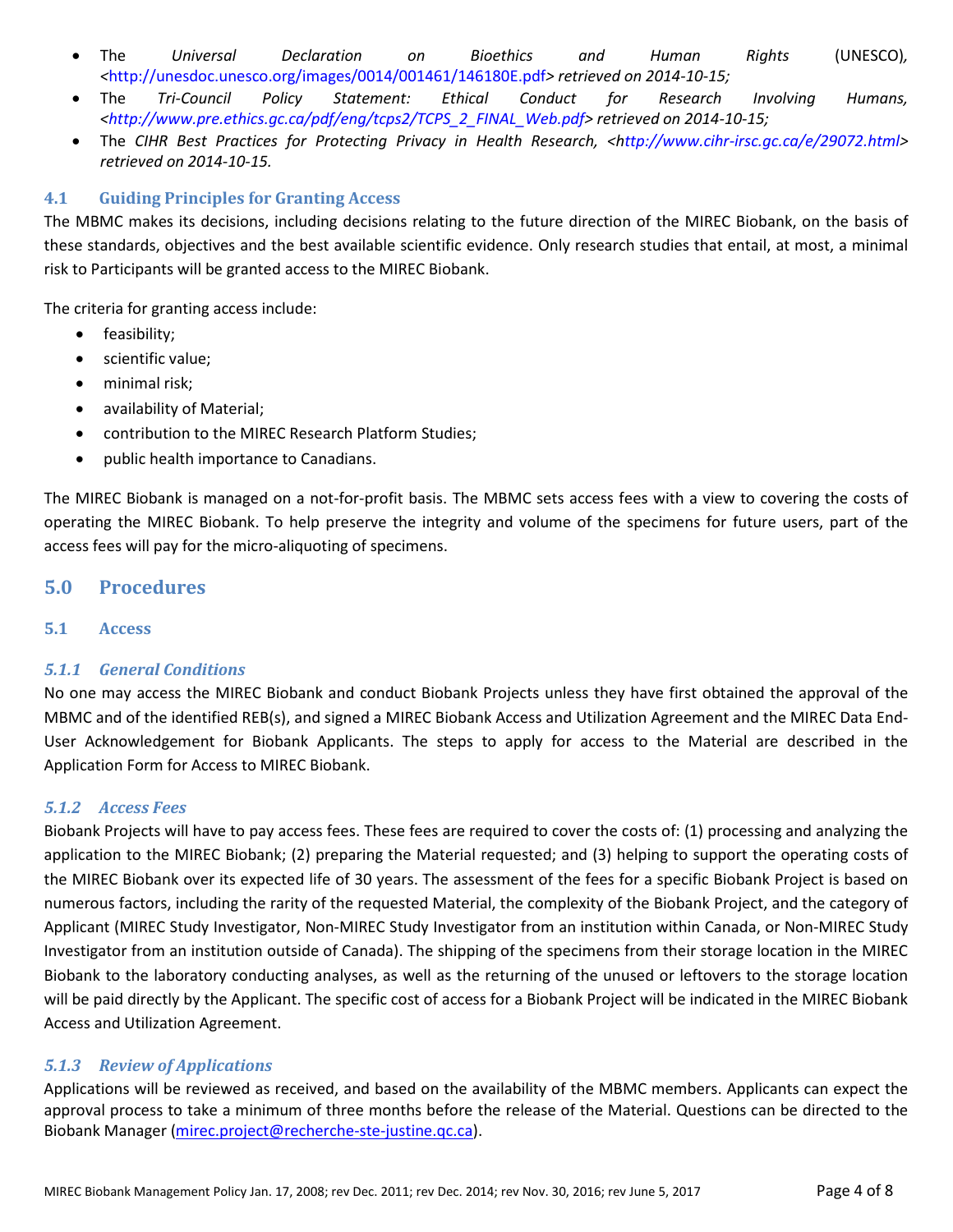- The *Universal Declaration on Bioethics and Human Rights* (UNESCO), <http://unesdoc.unesco.org/images/0014/001461/146180E.pdf> *retrieved on 2014-10-15;*
- The *Tri-Council Policy Statement: Ethical Conduct for Research Involving Humans, <http://www.pre.ethics.gc.ca/pdf/eng/tcps2/TCPS_2_FINAL_Web.pdf> retrieved on 2014-10-15;*
- The *CIHR Best Practices for Protecting Privacy in Health Research, <http://www.cihr-irsc.gc.ca/e/29072.html> retrieved on 2014-10-15.*

### 4.1 Guiding Principles for Granting Access

The MBMC makes its decisions, including decisions relating to the future direction of the MIREC Biobank, on the basis of these standards, objectives and the best available scientific evidence. Only research studies that entail, at most, a minimal risk to Participants will be granted access to the MIREC Biobank.

The criteria for granting access include:

- feasibility;
- scientific value;
- minimal risk;
- availability of Material;
- contribution to the MIREC Research Platform Studies;
- public health importance to Canadians.

The MIREC Biobank is managed on a not-for-profit basis. The MBMC sets access fees with a view to covering the costs of operating the MIREC Biobank. To help preserve the integrity and volume of the specimens for future users, part of the access fees will pay for the micro-aliquoting of specimens.

## 5.0 Procedures

### 5.1 Access

#### *5.1.1 General Conditions*

No one may access the MIREC Biobank and conduct Biobank Projects unless they have first obtained the approval of the MBMC and of the identified REB(s), and signed a MIREC Biobank Access and Utilization Agreement and the MIREC Data End-User Acknowledgement for Biobank Applicants. The steps to apply for access to the Material are described in the Application Form for Access to MIREC Biobank.

#### *5.1.2 Access Fees*

Biobank Projects will have to pay access fees. These fees are required to cover the costs of: (1) processing and analyzing the application to the MIREC Biobank; (2) preparing the Material requested; and (3) helping to support the operating costs of the MIREC Biobank over its expected life of 30 years. The assessment of the fees for a specific Biobank Project is based on numerous factors, including the rarity of the requested Material, the complexity of the Biobank Project, and the category of Applicant (MIREC Study Investigator, Non-MIREC Study Investigator from an institution within Canada, or Non-MIREC Study Investigator from an institution outside of Canada). The shipping of the specimens from their storage location in the MIREC Biobank to the laboratory conducting analyses, as well as the returning of the unused or leftovers to the storage location will be paid directly by the Applicant. The specific cost of access for a Biobank Project will be indicated in the MIREC Biobank Access and Utilization Agreement.

#### *5.1.3 Review of Applications*

Applications will be reviewed as received, and based on the availability of the MBMC members. Applicants can expect the approval process to take a minimum of three months before the release of the Material. Questions can be directed to the Biobank Manager (mirec.project@recherche-ste-justine.qc.ca).

MIREC Biobank Management Policy Jan. 17, 2008; rev Dec. 2011; rev Dec. 2014; rev Nov. 30, 2016; rev June 5, 2017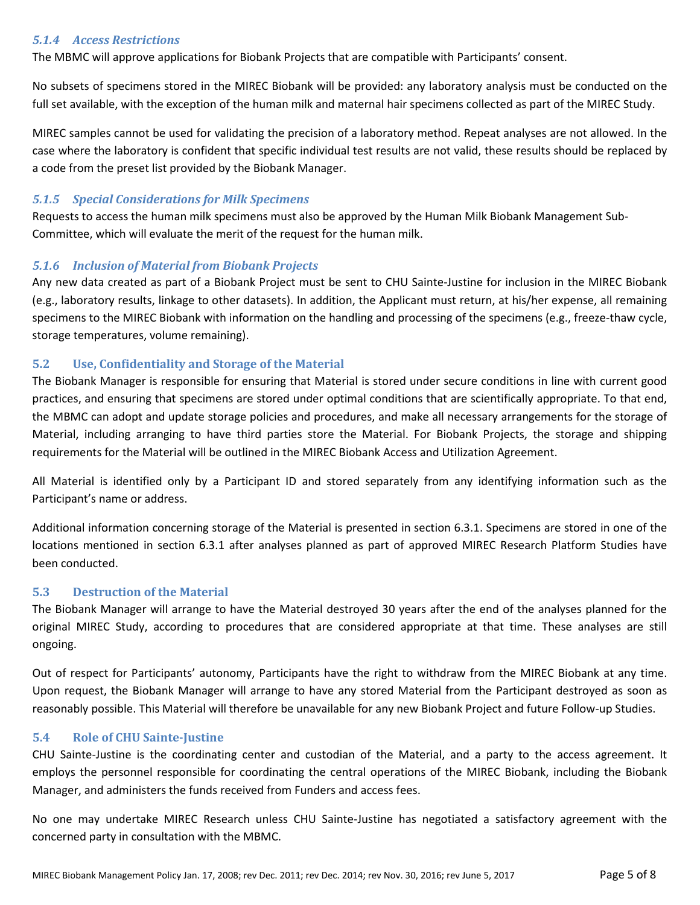#### *5.1.4 Access Restrictions*

The MBMC will approve applications for Biobank Projects that are compatible with Participants' consent.

No subsets of specimens stored in the MIREC Biobank will be provided: any laboratory analysis must be conducted on the full set available, with the exception of the human milk and maternal hair specimens collected as part of the MIREC Study.

MIREC samples cannot be used for validating the precision of a laboratory method. Repeat analyses are not allowed. In the case where the laboratory is confident that specific individual test results are not valid, these results should be replaced by a code from the preset list provided by the Biobank Manager.

#### *5.1.5 Special Considerations for Milk Specimens*

Requests to access the human milk specimens must also be approved by the Human Milk Biobank Management Sub-Committee, which will evaluate the merit of the request for the human milk.

#### *5.1.6 Inclusion of Material from Biobank Projects*

Any new data created as part of a Biobank Project must be sent to CHU Sainte-Justine for inclusion in the MIREC Biobank (e.g., laboratory results, linkage to other datasets). In addition, the Applicant must return, at his/her expense, all remaining specimens to the MIREC Biobank with information on the handling and processing of the specimens (e.g., freeze-thaw cycle, storage temperatures, volume remaining).

### 5.2 Use, Confidentiality and Storage of the Material

The Biobank Manager is responsible for ensuring that Material is stored under secure conditions in line with current good practices, and ensuring that specimens are stored under optimal conditions that are scientifically appropriate. To that end, the MBMC can adopt and update storage policies and procedures, and make all necessary arrangements for the storage of Material, including arranging to have third parties store the Material. For Biobank Projects, the storage and shipping requirements for the Material will be outlined in the MIREC Biobank Access and Utilization Agreement.

All Material is identified only by a Participant ID and stored separately from any identifying information such as the Participant's name or address.

Additional information concerning storage of the Material is presented in section 6.3.1. Specimens are stored in one of the locations mentioned in section 6.3.1 after analyses planned as part of approved MIREC Research Platform Studies have been conducted.

### 5.3 Destruction of the Material

The Biobank Manager will arrange to have the Material destroyed 30 years after the end of the analyses planned for the original MIREC Study, according to procedures that are considered appropriate at that time. These analyses are still ongoing.

Out of respect for Participants' autonomy, Participants have the right to withdraw from the MIREC Biobank at any time. Upon request, the Biobank Manager will arrange to have any stored Material from the Participant destroyed as soon as reasonably possible. This Material will therefore be unavailable for any new Biobank Project and future Follow-up Studies.

### 5.4 Role of CHU Sainte-Justine

CHU Sainte-Justine is the coordinating center and custodian of the Material, and a party to the access agreement. It employs the personnel responsible for coordinating the central operations of the MIREC Biobank, including the Biobank Manager, and administers the funds received from Funders and access fees.

No one may undertake MIREC Research unless CHU Sainte-Justine has negotiated a satisfactory agreement with the concerned party in consultation with the MBMC.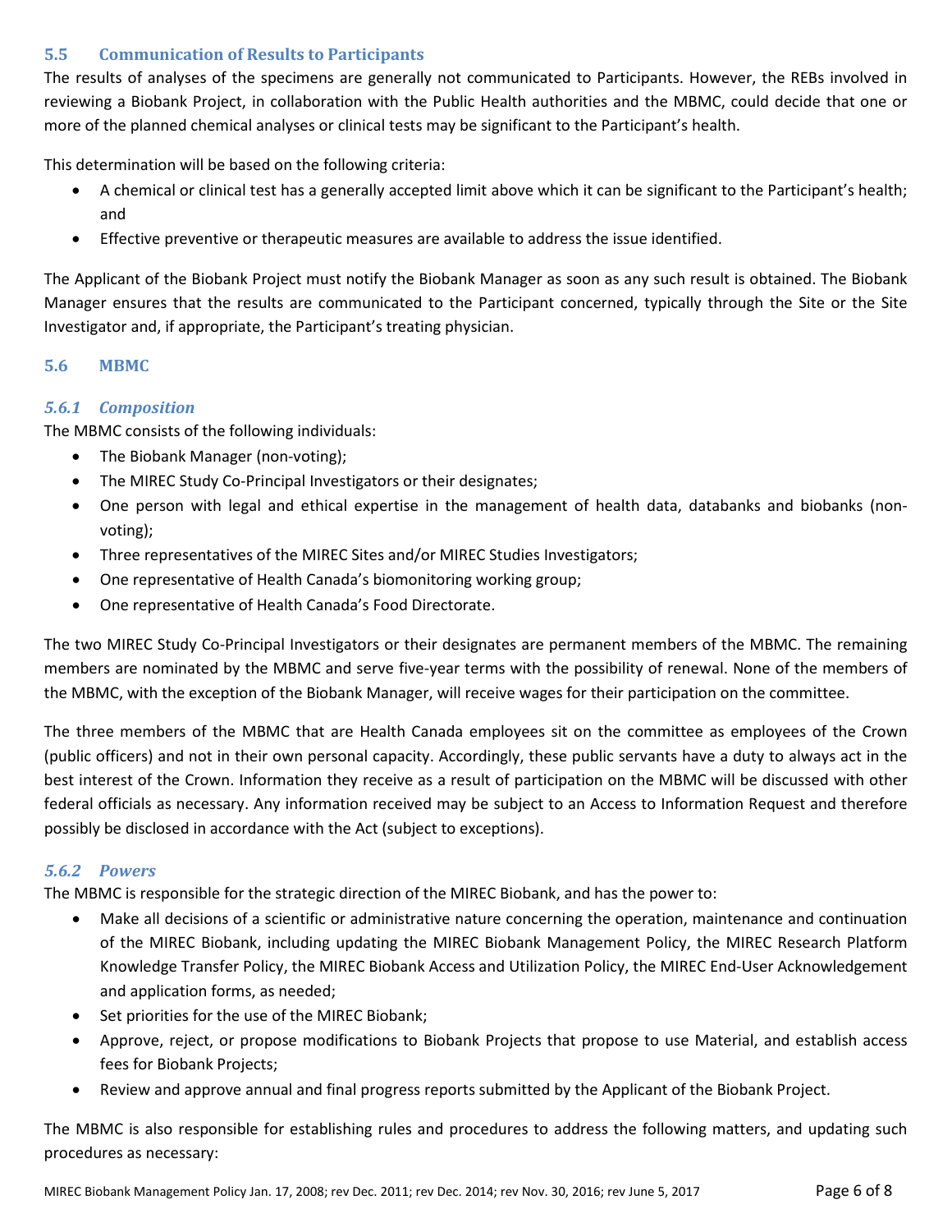## 5.5 Communication of Results to Participants

The results of analyses of the specimens are generally not communicated to Participants. However, the REBs involved in reviewing a Biobank Project, in collaboration with the Public Health authorities and the MBMC, could decide that one or more of the planned chemical analyses or clinical tests may be significant to the Participant's health.

This determination will be based on the following criteria:

- A chemical or clinical test has a generally accepted limit above which it can be significant to the Participant's health; and
- Effective preventive or therapeutic measures are available to address the issue identified.

The Applicant of the Biobank Project must notify the Biobank Manager as soon as any such result is obtained. The Biobank Manager ensures that the results are communicated to the Participant concerned, typically through the Site or the Site Investigator and, if appropriate, the Participant's treating physician.

## 5.6 MBMC

### *5.6.1 Composition*

The MBMC consists of the following individuals:

- The Biobank Manager (non-voting);
- The MIREC Study Co-Principal Investigators or their designates;
- One person with legal and ethical expertise in the management of health data, databanks and biobanks (non-voting);
- Three representatives of the MIREC Sites and/or MIREC Studies Investigators;
- One representative of Health Canada's biomonitoring working group;
- One representative of Health Canada's Food Directorate.

The two MIREC Study Co-Principal Investigators or their designates are permanent members of the MBMC. The remaining members are nominated by the MBMC and serve five-year terms with the possibility of renewal. None of the members of the MBMC, with the exception of the Biobank Manager, will receive wages for their participation on the committee.

The three members of the MBMC that are Health Canada employees sit on the committee as employees of the Crown (public officers) and not in their own personal capacity. Accordingly, these public servants have a duty to always act in the best interest of the Crown. Information they receive as a result of participation on the MBMC will be discussed with other federal officials as necessary. Any information received may be subject to an Access to Information Request and therefore possibly be disclosed in accordance with the Act (subject to exceptions).

### *5.6.2 Powers*

The MBMC is responsible for the strategic direction of the MIREC Biobank, and has the power to:

- Make all decisions of a scientific or administrative nature concerning the operation, maintenance and continuation of the MIREC Biobank, including updating the MIREC Biobank Management Policy, the MIREC Research Platform Knowledge Transfer Policy, the MIREC Biobank Access and Utilization Policy, the MIREC End-User Acknowledgement and application forms, as needed;
- Set priorities for the use of the MIREC Biobank;
- Approve, reject, or propose modifications to Biobank Projects that propose to use Material, and establish access fees for Biobank Projects;
- Review and approve annual and final progress reports submitted by the Applicant of the Biobank Project.

The MBMC is also responsible for establishing rules and procedures to address the following matters, and updating such procedures as necessary: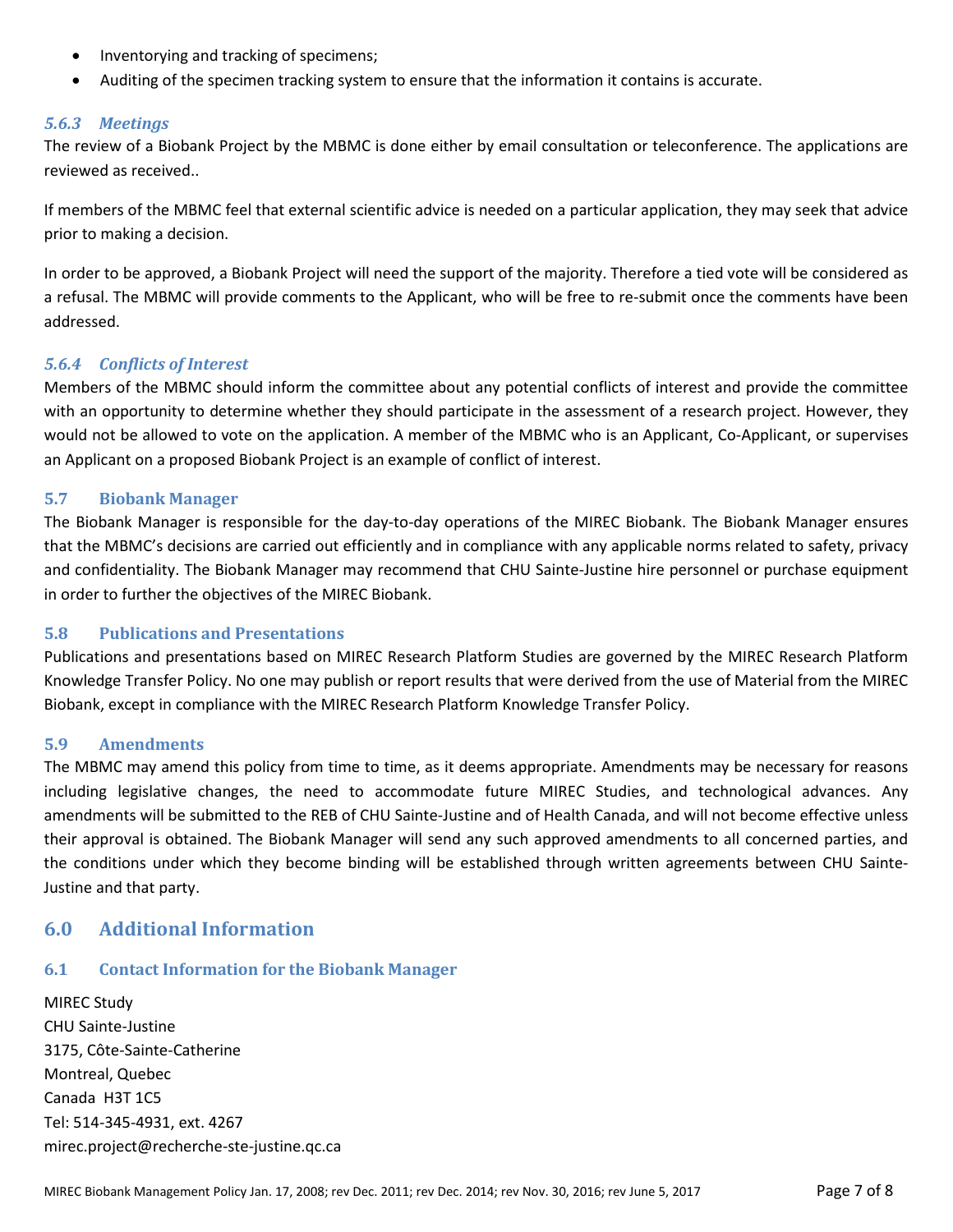- Inventorying and tracking of specimens;
- Auditing of the specimen tracking system to ensure that the information it contains is accurate.

#### *5.6.3 Meetings*

The review of a Biobank Project by the MBMC is done either by email consultation or teleconference. The applications are reviewed as received..

If members of the MBMC feel that external scientific advice is needed on a particular application, they may seek that advice prior to making a decision.

In order to be approved, a Biobank Project will need the support of the majority. Therefore a tied vote will be considered as a refusal. The MBMC will provide comments to the Applicant, who will be free to re-submit once the comments have been addressed.

#### *5.6.4 Conflicts of Interest*

Members of the MBMC should inform the committee about any potential conflicts of interest and provide the committee with an opportunity to determine whether they should participate in the assessment of a research project. However, they would not be allowed to vote on the application. A member of the MBMC who is an Applicant, Co-Applicant, or supervises an Applicant on a proposed Biobank Project is an example of conflict of interest.

### 5.7 Biobank Manager

The Biobank Manager is responsible for the day-to-day operations of the MIREC Biobank. The Biobank Manager ensures that the MBMC's decisions are carried out efficiently and in compliance with any applicable norms related to safety, privacy and confidentiality. The Biobank Manager may recommend that CHU Sainte-Justine hire personnel or purchase equipment in order to further the objectives of the MIREC Biobank.

### 5.8 Publications and Presentations

Publications and presentations based on MIREC Research Platform Studies are governed by the MIREC Research Platform Knowledge Transfer Policy. No one may publish or report results that were derived from the use of Material from the MIREC Biobank, except in compliance with the MIREC Research Platform Knowledge Transfer Policy.

### 5.9 Amendments

The MBMC may amend this policy from time to time, as it deems appropriate. Amendments may be necessary for reasons including legislative changes, the need to accommodate future MIREC Studies, and technological advances. Any amendments will be submitted to the REB of CHU Sainte-Justine and of Health Canada, and will not become effective unless their approval is obtained. The Biobank Manager will send any such approved amendments to all concerned parties, and the conditions under which they become binding will be established through written agreements between CHU Sainte-Justine and that party.

## 6.0 Additional Information

### 6.1 Contact Information for the Biobank Manager

MIREC Study
CHU Sainte-Justine
3175, Côte-Sainte-Catherine
Montreal, Quebec
Canada H3T 1C5
Tel: 514-345-4931, ext. 4267
mirec.project@recherche-ste-justine.qc.ca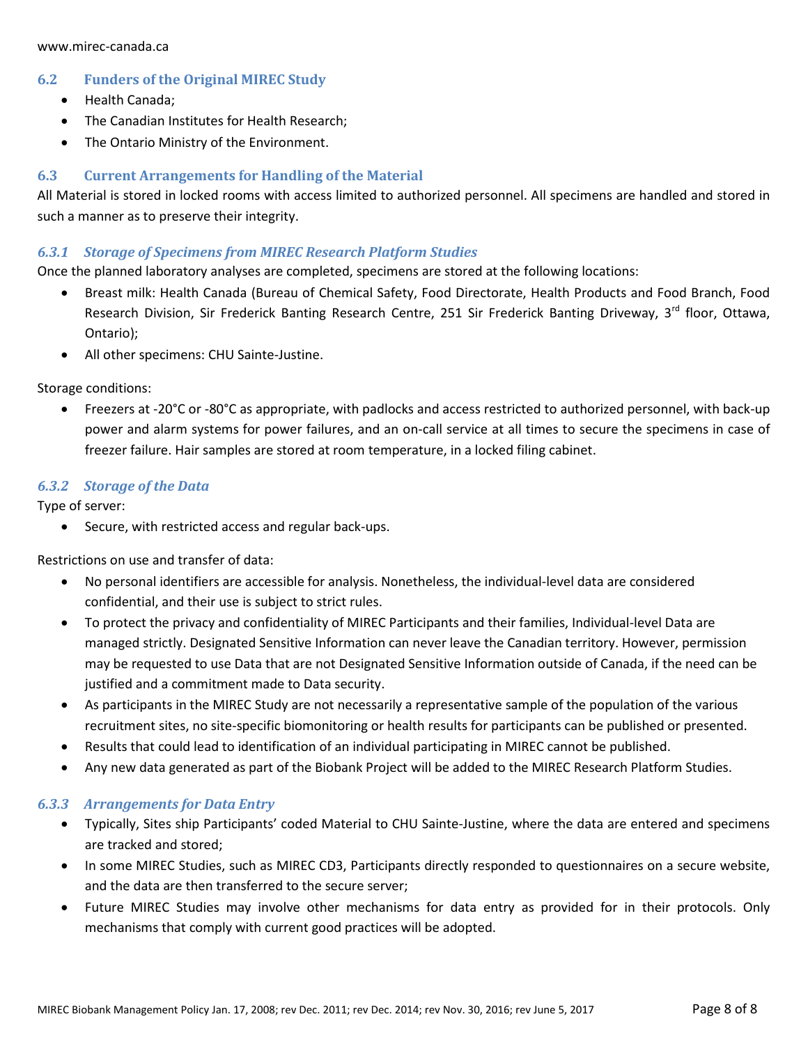### 6.2 Funders of the Original MIREC Study

- Health Canada;
- The Canadian Institutes for Health Research;
- The Ontario Ministry of the Environment.

### 6.3 Current Arrangements for Handling of the Material

All Material is stored in locked rooms with access limited to authorized personnel. All specimens are handled and stored in such a manner as to preserve their integrity.

#### *6.3.1 Storage of Specimens from MIREC Research Platform Studies*

Once the planned laboratory analyses are completed, specimens are stored at the following locations:

- Breast milk: Health Canada (Bureau of Chemical Safety, Food Directorate, Health Products and Food Branch, Food Research Division, Sir Frederick Banting Research Centre, 251 Sir Frederick Banting Driveway, 3rd floor, Ottawa, Ontario);
- All other specimens: CHU Sainte-Justine.

Storage conditions:

- Freezers at -20°C or -80°C as appropriate, with padlocks and access restricted to authorized personnel, with back-up power and alarm systems for power failures, and an on-call service at all times to secure the specimens in case of freezer failure. Hair samples are stored at room temperature, in a locked filing cabinet.

#### *6.3.2 Storage of the Data*

Type of server:

- Secure, with restricted access and regular back-ups.

Restrictions on use and transfer of data:

- No personal identifiers are accessible for analysis. Nonetheless, the individual-level data are considered confidential, and their use is subject to strict rules.
- To protect the privacy and confidentiality of MIREC Participants and their families, Individual-level Data are managed strictly. Designated Sensitive Information can never leave the Canadian territory. However, permission may be requested to use Data that are not Designated Sensitive Information outside of Canada, if the need can be justified and a commitment made to Data security.
- As participants in the MIREC Study are not necessarily a representative sample of the population of the various recruitment sites, no site-specific biomonitoring or health results for participants can be published or presented.
- Results that could lead to identification of an individual participating in MIREC cannot be published.
- Any new data generated as part of the Biobank Project will be added to the MIREC Research Platform Studies.

#### *6.3.3 Arrangements for Data Entry*

- Typically, Sites ship Participants' coded Material to CHU Sainte-Justine, where the data are entered and specimens are tracked and stored;
- In some MIREC Studies, such as MIREC CD3, Participants directly responded to questionnaires on a secure website, and the data are then transferred to the secure server;
- Future MIREC Studies may involve other mechanisms for data entry as provided for in their protocols. Only mechanisms that comply with current good practices will be adopted.